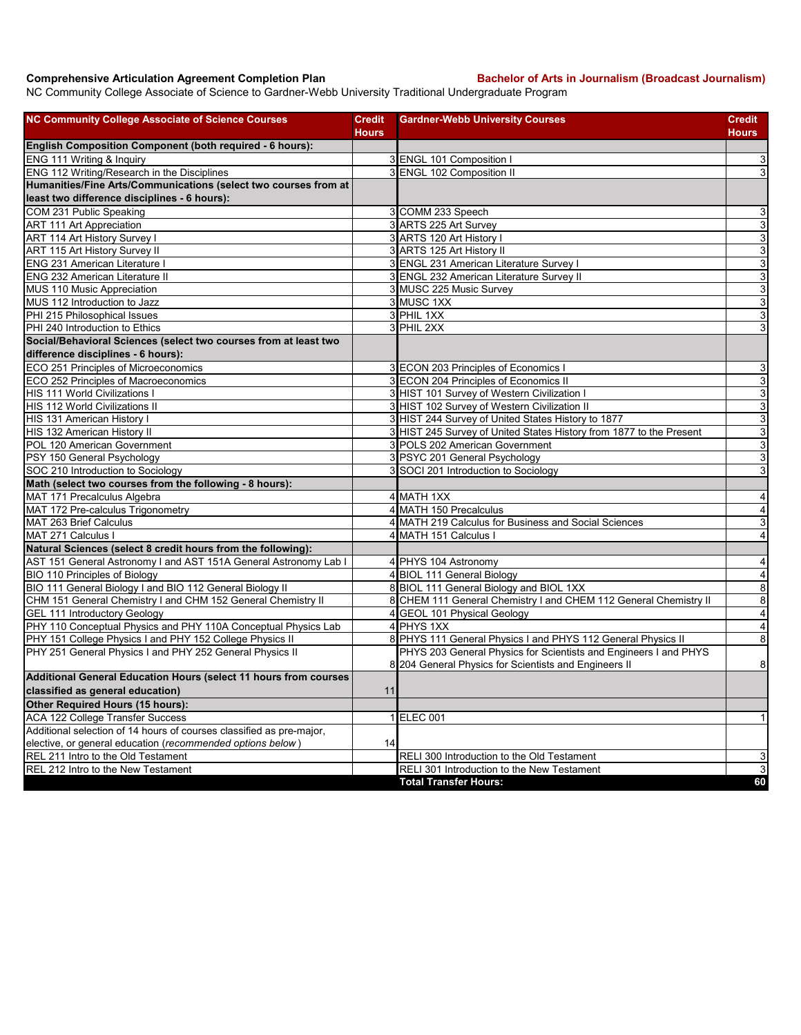**Comprehensive Articulation Agreement Completion Plan** **Bachelor of Arts in Journalism (Broadcast Journalism)**

NC Community College Associate of Science to Gardner-Webb University Traditional Undergraduate Program

| NC Community College Associate of Science Courses | Credit Hours | Gardner-Webb University Courses | Credit Hours |
|---|---|---|---|
| **English Composition Component (both required - 6 hours):** | | | |
| ENG 111 Writing & Inquiry | 3 | ENGL 101 Composition I | 3 |
| ENG 112 Writing/Research in the Disciplines | 3 | ENGL 102 Composition II | 3 |
| **Humanities/Fine Arts/Communications (select two courses from at least two difference disciplines - 6 hours):** | | | |
| COM 231 Public Speaking | 3 | COMM 233 Speech | 3 |
| ART 111 Art Appreciation | 3 | ARTS 225 Art Survey | 3 |
| ART 114 Art History Survey I | 3 | ARTS 120 Art History I | 3 |
| ART 115 Art History Survey II | 3 | ARTS 125 Art History II | 3 |
| ENG 231 American Literature I | 3 | ENGL 231 American Literature Survey I | 3 |
| ENG 232 American Literature II | 3 | ENGL 232 American Literature Survey II | 3 |
| MUS 110 Music Appreciation | 3 | MUSC 225 Music Survey | 3 |
| MUS 112 Introduction to Jazz | 3 | MUSC 1XX | 3 |
| PHI 215 Philosophical Issues | 3 | PHIL 1XX | 3 |
| PHI 240 Introduction to Ethics | 3 | PHIL 2XX | 3 |
| **Social/Behavioral Sciences (select two courses from at least two difference disciplines - 6 hours):** | | | |
| ECO 251 Principles of Microeconomics | 3 | ECON 203 Principles of Economics I | 3 |
| ECO 252 Principles of Macroeconomics | 3 | ECON 204 Principles of Economics II | 3 |
| HIS 111 World Civilizations I | 3 | HIST 101 Survey of Western Civilization I | 3 |
| HIS 112 World Civilizations II | 3 | HIST 102 Survey of Western Civilization II | 3 |
| HIS 131 American History I | 3 | HIST 244 Survey of United States History to 1877 | 3 |
| HIS 132 American History II | 3 | HIST 245 Survey of United States History from 1877 to the Present | 3 |
| POL 120 American Government | 3 | POLS 202 American Government | 3 |
| PSY 150 General Psychology | 3 | PSYC 201 General Psychology | 3 |
| SOC 210 Introduction to Sociology | 3 | SOCI 201 Introduction to Sociology | 3 |
| **Math (select two courses from the following - 8 hours):** | | | |
| MAT 171 Precalculus Algebra | 4 | MATH 1XX | 4 |
| MAT 172 Pre-calculus Trigonometry | 4 | MATH 150 Precalculus | 4 |
| MAT 263 Brief Calculus | 4 | MATH 219 Calculus for Business and Social Sciences | 3 |
| MAT 271 Calculus I | 4 | MATH 151 Calculus I | 4 |
| **Natural Sciences (select 8 credit hours from the following):** | | | |
| AST 151 General Astronomy I and AST 151A General Astronomy Lab I | 4 | PHYS 104 Astronomy | 4 |
| BIO 110 Principles of Biology | 4 | BIOL 111 General Biology | 4 |
| BIO 111 General Biology I and BIO 112 General Biology II | 8 | BIOL 111 General Biology and BIOL 1XX | 8 |
| CHM 151 General Chemistry I and CHM 152 General Chemistry II | 8 | CHEM 111 General Chemistry I and CHEM 112 General Chemistry II | 8 |
| GEL 111 Introductory Geology | 4 | GEOL 101 Physical Geology | 4 |
| PHY 110 Conceptual Physics and PHY 110A Conceptual Physics Lab | 4 | PHYS 1XX | 4 |
| PHY 151 College Physics I and PHY 152 College Physics II | 8 | PHYS 111 General Physics I and PHYS 112 General Physics II | 8 |
| PHY 251 General Physics I and PHY 252 General Physics II | 8 | PHYS 203 General Physics for Scientists and Engineers I and PHYS 204 General Physics for Scientists and Engineers II | 8 |
| **Additional General Education Hours (select 11 hours from courses classified as general education)** | 11 | | |
| **Other Required Hours (15 hours):** | | | |
| ACA 122 College Transfer Success | 1 | ELEC 001 | 1 |
| Additional selection of 14 hours of courses classified as pre-major, elective, or general education (*recommended options below*) | 14 | | |
| REL 211 Intro to the Old Testament | | RELI 300 Introduction to the Old Testament | 3 |
| REL 212 Intro to the New Testament | | RELI 301 Introduction to the New Testament | 3 |
| | | **Total Transfer Hours:** | **60** |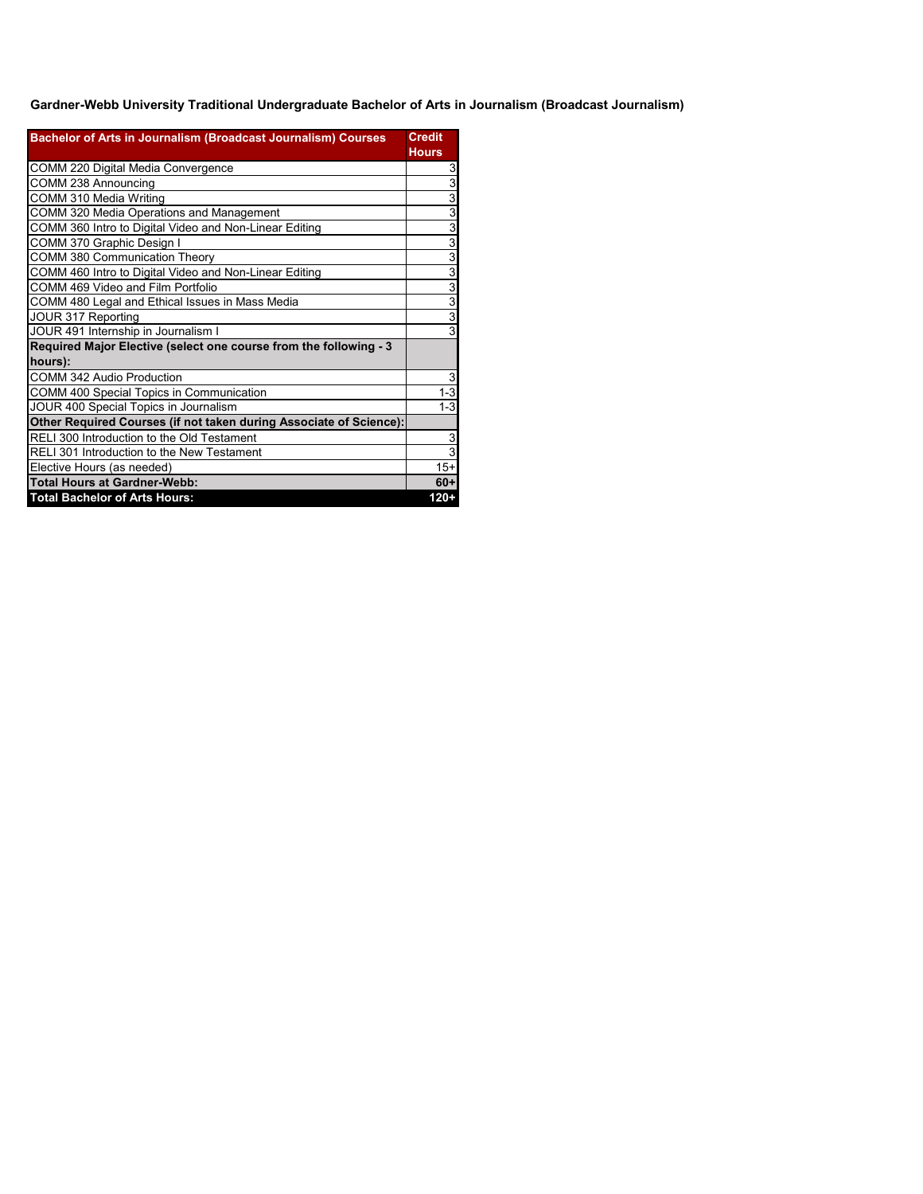**Gardner-Webb University Traditional Undergraduate Bachelor of Arts in Journalism (Broadcast Journalism)**

| Bachelor of Arts in Journalism (Broadcast Journalism) Courses | Credit Hours |
|---|---|
| COMM 220 Digital Media Convergence | 3 |
| COMM 238 Announcing | 3 |
| COMM 310 Media Writing | 3 |
| COMM 320 Media Operations and Management | 3 |
| COMM 360 Intro to Digital Video and Non-Linear Editing | 3 |
| COMM 370 Graphic Design I | 3 |
| COMM 380 Communication Theory | 3 |
| COMM 460 Intro to Digital Video and Non-Linear Editing | 3 |
| COMM 469 Video and Film Portfolio | 3 |
| COMM 480 Legal and Ethical Issues in Mass Media | 3 |
| JOUR 317 Reporting | 3 |
| JOUR 491 Internship in Journalism I | 3 |
| **Required Major Elective (select one course from the following - 3 hours):** | |
| COMM 342 Audio Production | 3 |
| COMM 400 Special Topics in Communication | 1-3 |
| JOUR 400 Special Topics in Journalism | 1-3 |
| **Other Required Courses (if not taken during Associate of Science):** | |
| RELI 300 Introduction to the Old Testament | 3 |
| RELI 301 Introduction to the New Testament | 3 |
| Elective Hours (as needed) | 15+ |
| **Total Hours at Gardner-Webb:** | **60+** |
| **Total Bachelor of Arts Hours:** | **120+** |